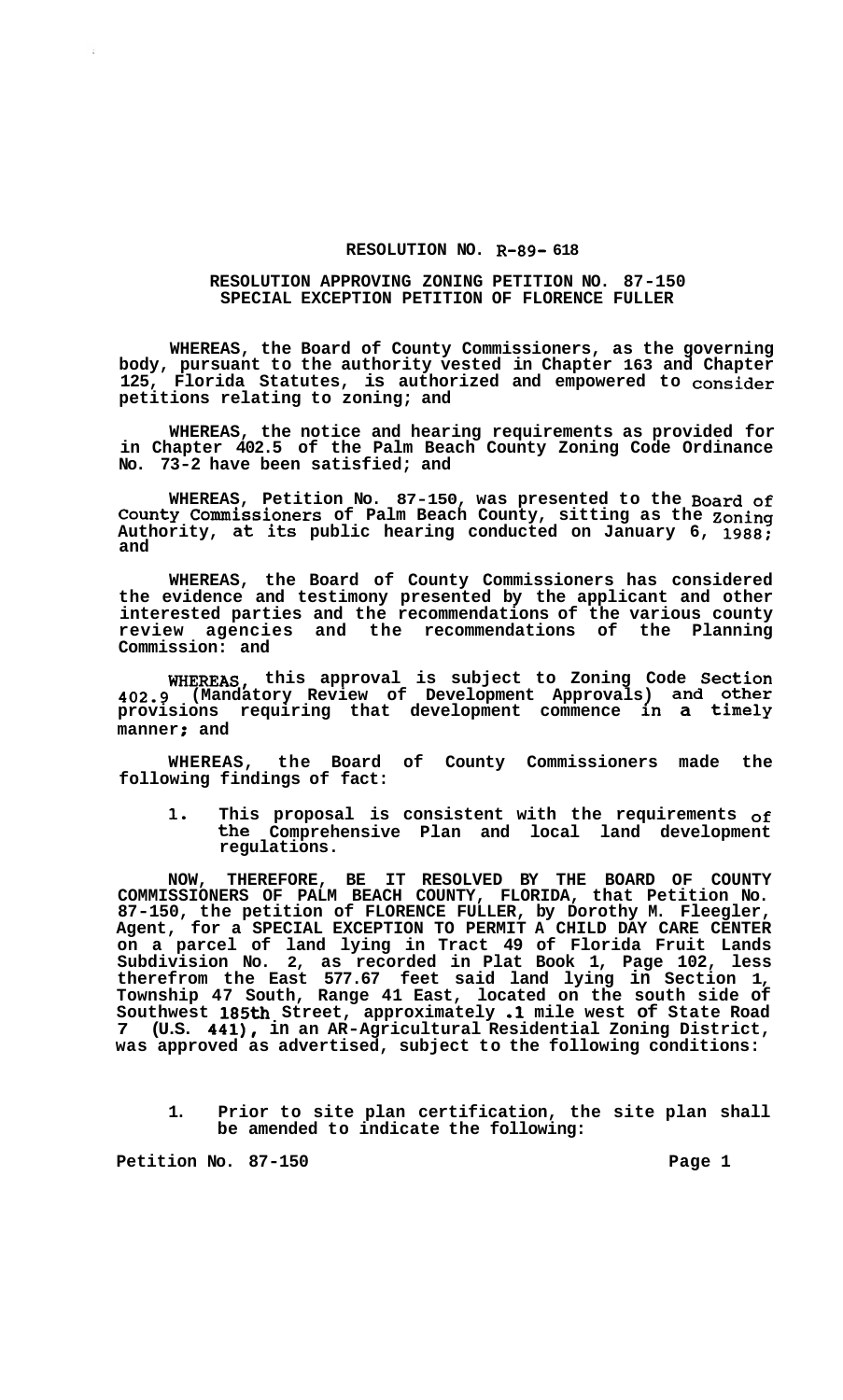# RESOLUTION NO. R-89-618

## RESOLUTION APPROVING ZONING PETITION NO. 87-150 SPECIAL EXCEPTION PETITION OF FLORENCE FULLER

**WHEREAS, the Board of County Commissioners, as the governing body, pursuant to the authority vested in Chapter 163 and Chapter 125, Florida Statutes, is authorized and empowered to consider petitions relating to zoning; and**

**WHEREAS, the notice and hearing requirements as provided for in Chapter 402.5 of the Palm Beach County Zoning Code Ordinance No. 73-2 have been satisfied; and**

**WHEREAS, Petition No. 87-150, was presented to the Board of County Commissioners of Palm Beach County, sitting as the Zoning Authority, at its public hearing conducted on January 6, 1988; and**

**WHEREAS, the Board of County Commissioners has considered the evidence and testimony presented by the applicant and other interested parties and the recommendations of the various county review agencies and the recommendations of the Planning Commission: and**

**WHEREAS, this approval is subject to Zoning Code Section 402.9 (Mandatory Review of Development Approvals) and other provisions requiring that development commence in a timely manner; and**

**WHEREAS, the Board of County Commissioners made the following findings of fact:**

1. **This proposal is consistent with the requirements of the Comprehensive Plan and local land development regulations.**

**NOW, THEREFORE, BE IT RESOLVED BY THE BOARD OF COUNTY COMMISSIONERS OF PALM BEACH COUNTY, FLORIDA, that Petition No. 87-150, the petition of FLORENCE FULLER, by Dorothy M. Fleegler, Agent, for a SPECIAL EXCEPTION TO PERMIT A CHILD DAY CARE CENTER on a parcel of land lying in Tract 49 of Florida Fruit Lands Subdivision No. 2, as recorded in Plat Book 1, Page 102, less therefrom the East 577.67 feet said land lying in Section 1, Township 47 South, Range 41 East, located on the south side of Southwest 185th Street, approximately .1 mile west of State Road 7 (U.S. 441), in an AR-Agricultural Residential Zoning District, was approved as advertised, subject to the following conditions:**

1. **Prior to site plan certification, the site plan shall be amended to indicate the following:**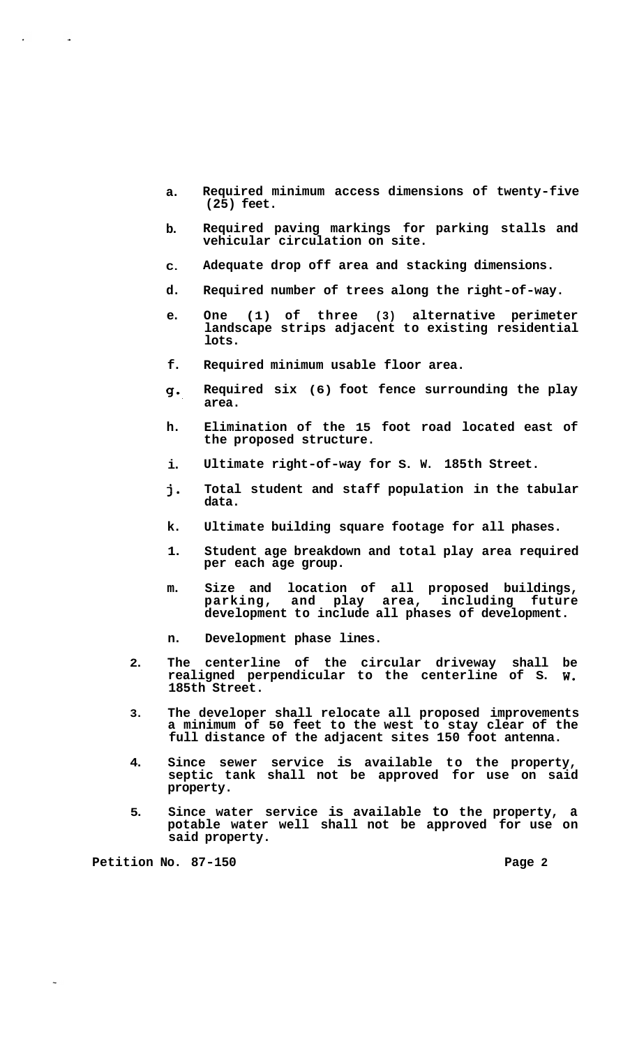a. Required minimum access dimensions of twenty-five (25) feet.

b. Required paving markings for parking stalls and vehicular circulation on site.

c. Adequate drop off area and stacking dimensions.

d. Required number of trees along the right-of-way.

e. One (1) of three (3) alternative perimeter landscape strips adjacent to existing residential lots.

f. Required minimum usable floor area.

g. Required six (6) foot fence surrounding the play area.

h. Elimination of the 15 foot road located east of the proposed structure.

i. Ultimate right-of-way for S. W. 185th Street.

j. Total student and staff population in the tabular data.

k. Ultimate building square footage for all phases.

1. Student age breakdown and total play area required per each age group.

m. Size and location of all proposed buildings, parking, and play area, including future development to include all phases of development.

n. Development phase lines.

2. The centerline of the circular driveway shall be realigned perpendicular to the centerline of S. W. 185th Street.

3. The developer shall relocate all proposed improvements a minimum of 50 feet to the west to stay clear of the full distance of the adjacent sites 150 foot antenna.

4. Since sewer service is available to the property, septic tank shall not be approved for use on said property.

5. Since water service is available to the property, a potable water well shall not be approved for use on said property.

Petition No. 87-150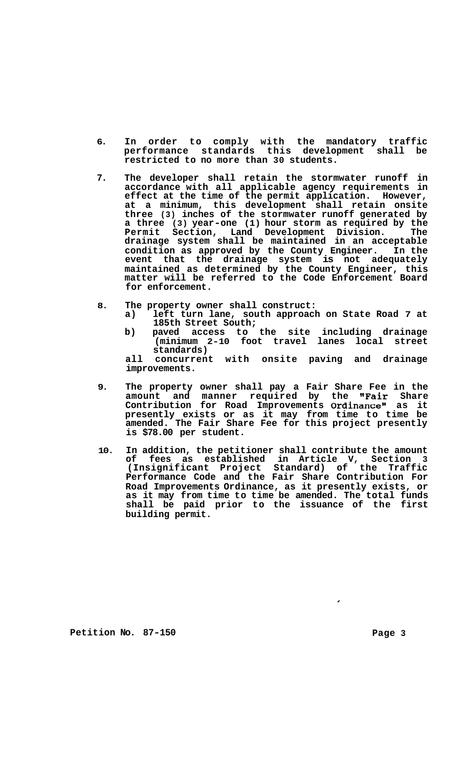6. In order to comply with the mandatory traffic performance standards this development shall be restricted to no more than 30 students.

7. The developer shall retain the stormwater runoff in accordance with all applicable agency requirements in effect at the time of the permit application. However, at a minimum, this development shall retain onsite three (3) inches of the stormwater runoff generated by a three (3) year-one (1) hour storm as required by the Permit Section, Land Development Division. The drainage system shall be maintained in an acceptable condition as approved by the County Engineer. In the event that the drainage system is not adequately maintained as determined by the County Engineer, this matter will be referred to the Code Enforcement Board for enforcement.

8. The property owner shall construct:
   a) left turn lane, south approach on State Road 7 at 185th Street South;
   b) paved access to the site including drainage (minimum 2-10 foot travel lanes local street standards)

   all concurrent with onsite paving and drainage improvements.

9. The property owner shall pay a Fair Share Fee in the amount and manner required by the "Fair Share Contribution for Road Improvements Ordinance" as it presently exists or as it may from time to time be amended. The Fair Share Fee for this project presently is $78.00 per student.

10. In addition, the petitioner shall contribute the amount of fees as established in Article V, Section 3 (Insignificant Project Standard) of the Traffic Performance Code and the Fair Share Contribution For Road Improvements Ordinance, as it presently exists, or as it may from time to time be amended. The total funds shall be paid prior to the issuance of the first building permit.

Petition No. 87-150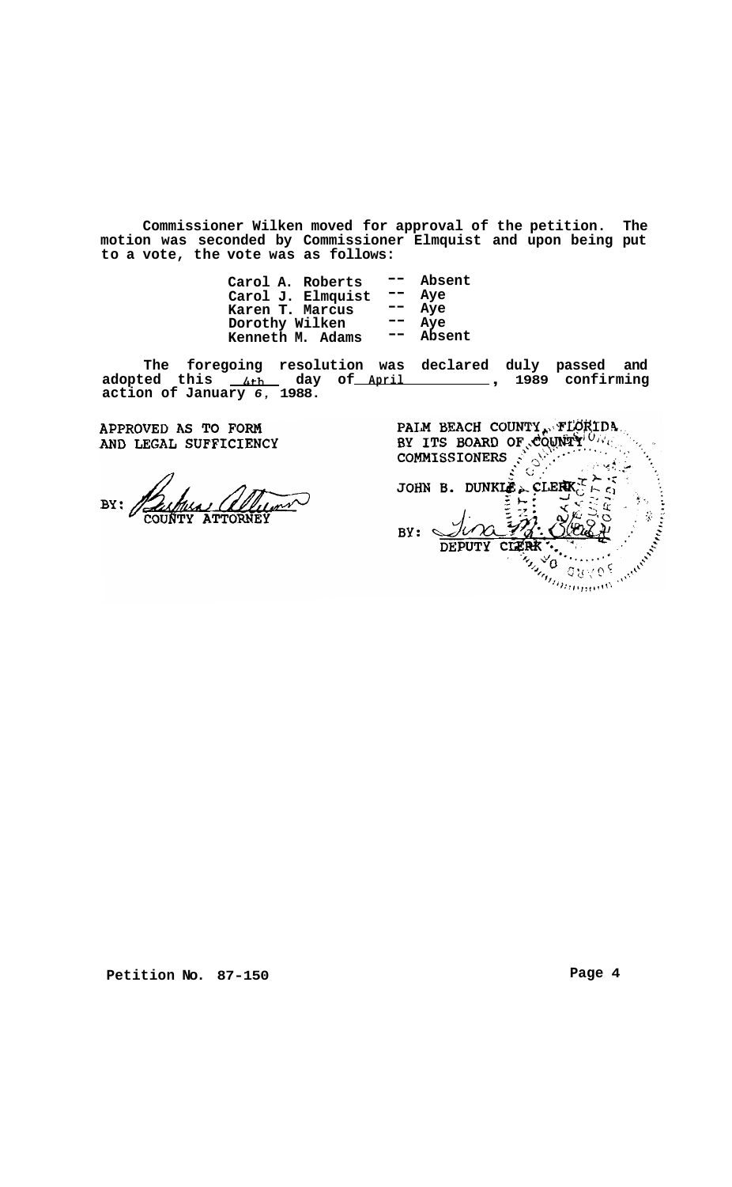Commissioner Wilken moved for approval of the petition. The motion was seconded by Commissioner Elmquist and upon being put to a vote, the vote was as follows:

| | | |
|---|---|---|
| Carol A. Roberts | -- | Absent |
| Carol J. Elmquist | -- | Aye |
| Karen T. Marcus | -- | Aye |
| Dorothy Wilken | -- | Aye |
| Kenneth M. Adams | -- | Absent |

The foregoing resolution was declared duly passed and adopted this 4th day of April, 1989 confirming action of January 6, 1988.

APPROVED AS TO FORM
AND LEGAL SUFFICIENCY

BY: [signature]
COUNTY ATTORNEY

PALM BEACH COUNTY, FLORIDA
BY ITS BOARD OF COUNTY
COMMISSIONERS

JOHN B. DUNKLE, CLERK

BY: [signature]
DEPUTY CLERK

Petition No. 87-150